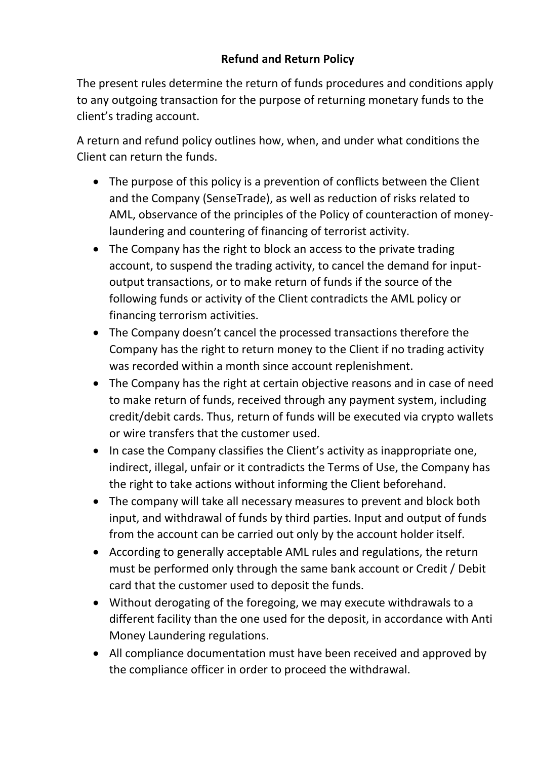**Refund and Return Policy**

The present rules determine the return of funds procedures and conditions apply to any outgoing transaction for the purpose of returning monetary funds to the client's trading account.

A return and refund policy outlines how, when, and under what conditions the Client can return the funds.

- The purpose of this policy is a prevention of conflicts between the Client and the Company (SenseTrade), as well as reduction of risks related to AML, observance of the principles of the Policy of counteraction of money-laundering and countering of financing of terrorist activity.
- The Company has the right to block an access to the private trading account, to suspend the trading activity, to cancel the demand for input-output transactions, or to make return of funds if the source of the following funds or activity of the Client contradicts the AML policy or financing terrorism activities.
- The Company doesn't cancel the processed transactions therefore the Company has the right to return money to the Client if no trading activity was recorded within a month since account replenishment.
- The Company has the right at certain objective reasons and in case of need to make return of funds, received through any payment system, including credit/debit cards. Thus, return of funds will be executed via crypto wallets or wire transfers that the customer used.
- In case the Company classifies the Client's activity as inappropriate one, indirect, illegal, unfair or it contradicts the Terms of Use, the Company has the right to take actions without informing the Client beforehand.
- The company will take all necessary measures to prevent and block both input, and withdrawal of funds by third parties. Input and output of funds from the account can be carried out only by the account holder itself.
- According to generally acceptable AML rules and regulations, the return must be performed only through the same bank account or Credit / Debit card that the customer used to deposit the funds.
- Without derogating of the foregoing, we may execute withdrawals to a different facility than the one used for the deposit, in accordance with Anti Money Laundering regulations.
- All compliance documentation must have been received and approved by the compliance officer in order to proceed the withdrawal.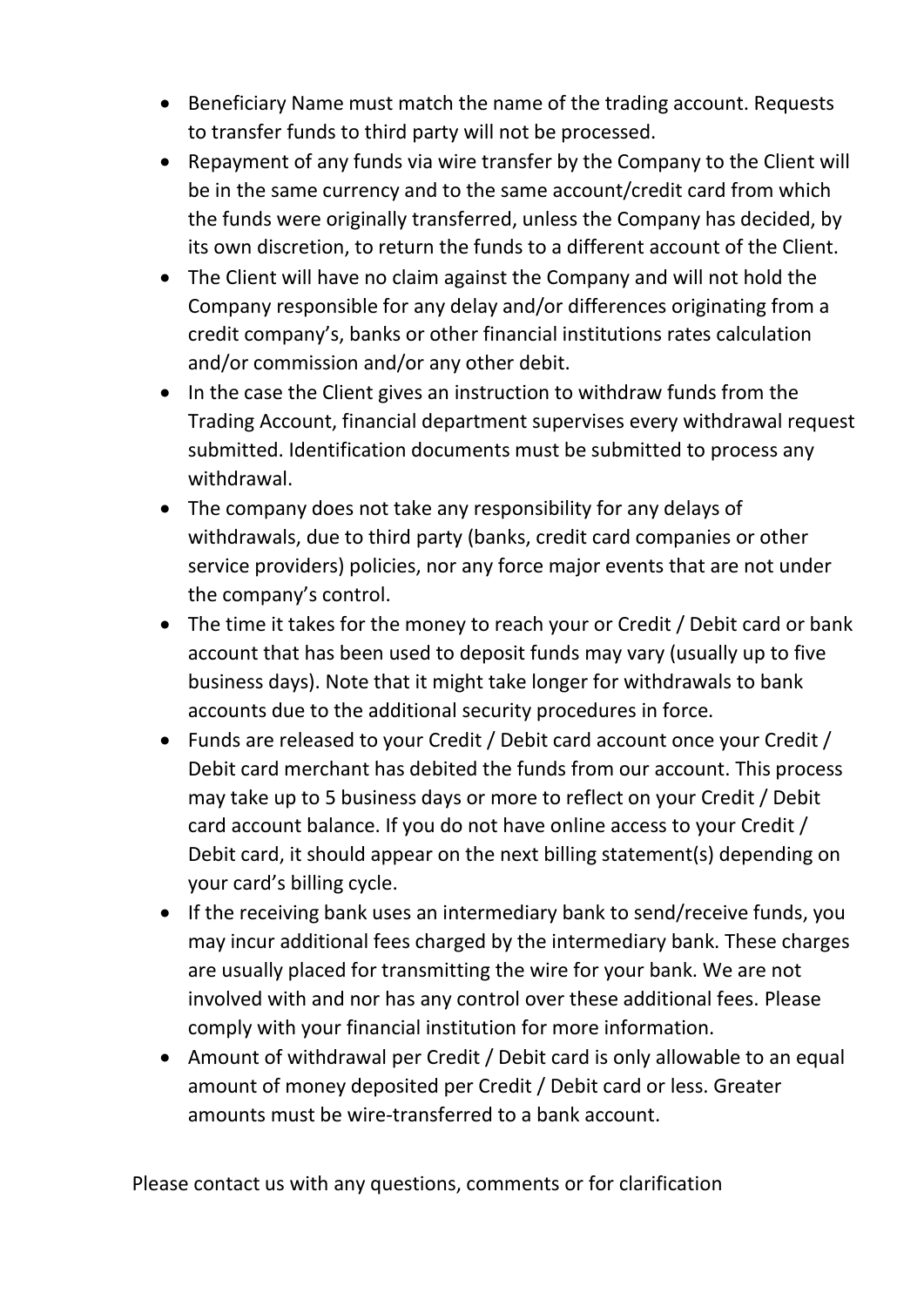- Beneficiary Name must match the name of the trading account. Requests to transfer funds to third party will not be processed.
- Repayment of any funds via wire transfer by the Company to the Client will be in the same currency and to the same account/credit card from which the funds were originally transferred, unless the Company has decided, by its own discretion, to return the funds to a different account of the Client.
- The Client will have no claim against the Company and will not hold the Company responsible for any delay and/or differences originating from a credit company's, banks or other financial institutions rates calculation and/or commission and/or any other debit.
- In the case the Client gives an instruction to withdraw funds from the Trading Account, financial department supervises every withdrawal request submitted. Identification documents must be submitted to process any withdrawal.
- The company does not take any responsibility for any delays of withdrawals, due to third party (banks, credit card companies or other service providers) policies, nor any force major events that are not under the company's control.
- The time it takes for the money to reach your or Credit / Debit card or bank account that has been used to deposit funds may vary (usually up to five business days). Note that it might take longer for withdrawals to bank accounts due to the additional security procedures in force.
- Funds are released to your Credit / Debit card account once your Credit / Debit card merchant has debited the funds from our account. This process may take up to 5 business days or more to reflect on your Credit / Debit card account balance. If you do not have online access to your Credit / Debit card, it should appear on the next billing statement(s) depending on your card's billing cycle.
- If the receiving bank uses an intermediary bank to send/receive funds, you may incur additional fees charged by the intermediary bank. These charges are usually placed for transmitting the wire for your bank. We are not involved with and nor has any control over these additional fees. Please comply with your financial institution for more information.
- Amount of withdrawal per Credit / Debit card is only allowable to an equal amount of money deposited per Credit / Debit card or less. Greater amounts must be wire-transferred to a bank account.

Please contact us with any questions, comments or for clarification